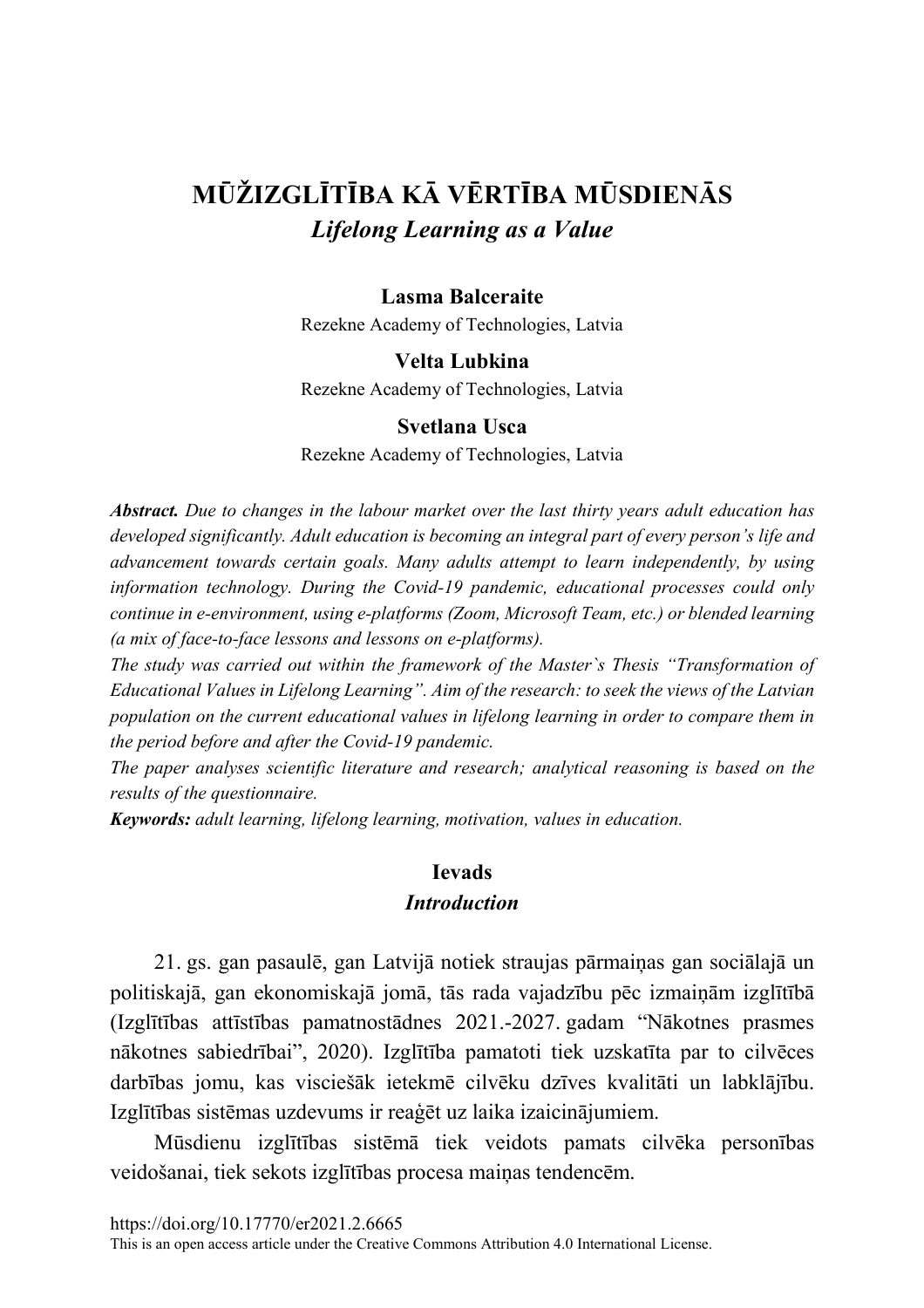# MŪŽIZGLĪTĪBA KĀ VĒRTĪBA MŪSDIENĀS
## *Lifelong Learning as a Value*

**Lasma Balceraite**
Rezekne Academy of Technologies, Latvia

**Velta Lubkina**
Rezekne Academy of Technologies, Latvia

**Svetlana Usca**
Rezekne Academy of Technologies, Latvia

***Abstract.*** *Due to changes in the labour market over the last thirty years adult education has developed significantly. Adult education is becoming an integral part of every person's life and advancement towards certain goals. Many adults attempt to learn independently, by using information technology. During the Covid-19 pandemic, educational processes could only continue in e-environment, using e-platforms (Zoom, Microsoft Team, etc.) or blended learning (a mix of face-to-face lessons and lessons on e-platforms).*

*The study was carried out within the framework of the Master`s Thesis "Transformation of Educational Values in Lifelong Learning". Aim of the research: to seek the views of the Latvian population on the current educational values in lifelong learning in order to compare them in the period before and after the Covid-19 pandemic.*

*The paper analyses scientific literature and research; analytical reasoning is based on the results of the questionnaire.*

***Keywords:*** *adult learning, lifelong learning, motivation, values in education.*

## Ievads
### *Introduction*

21. gs. gan pasaulē, gan Latvijā notiek straujas pārmaiņas gan sociālajā un politiskajā, gan ekonomiskajā jomā, tās rada vajadzību pēc izmaiņām izglītībā (Izglītības attīstības pamatnostādnes 2021.-2027. gadam "Nākotnes prasmes nākotnes sabiedrībai", 2020). Izglītība pamatoti tiek uzskatīta par to cilvēces darbības jomu, kas visciešāk ietekmē cilvēku dzīves kvalitāti un labklājību. Izglītības sistēmas uzdevums ir reaģēt uz laika izaicinājumiem.

Mūsdienu izglītības sistēmā tiek veidots pamats cilvēka personības veidošanai, tiek sekots izglītības procesa maiņas tendencēm.

https://doi.org/10.17770/er2021.2.6665
This is an open access article under the Creative Commons Attribution 4.0 International License.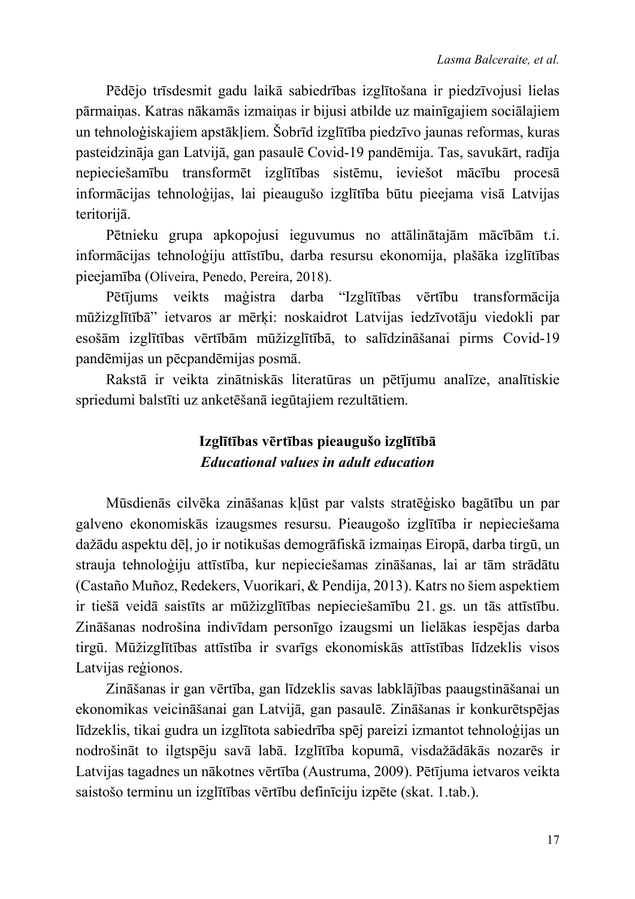Pēdējo trīsdesmit gadu laikā sabiedrības izglītošana ir piedzīvojusi lielas pārmaiņas. Katras nākamās izmaiņas ir bijusi atbilde uz mainīgajiem sociālajiem un tehnoloģiskajiem apstākļiem. Šobrīd izglītība piedzīvo jaunas reformas, kuras pasteidzināja gan Latvijā, gan pasaulē Covid-19 pandēmija. Tas, savukārt, radīja nepieciešamību transformēt izglītības sistēmu, ieviešot mācību procesā informācijas tehnoloģijas, lai pieaugušo izglītība būtu pieejama visā Latvijas teritorijā.

Pētnieku grupa apkopojusi ieguvumus no attālinātajām mācībām t.i. informācijas tehnoloģiju attīstību, darba resursu ekonomija, plašāka izglītības pieejamība (Oliveira, Penedo, Pereira, 2018).

Pētījums veikts maģistra darba "Izglītības vērtību transformācija mūžizglītībā" ietvaros ar mērķi: noskaidrot Latvijas iedzīvotāju viedokli par esošām izglītības vērtībām mūžizglītībā, to salīdzināšanai pirms Covid-19 pandēmijas un pēcpandēmijas posmā.

Rakstā ir veikta zinātniskās literatūras un pētījumu analīze, analītiskie spriedumi balstīti uz anketēšanā iegūtajiem rezultātiem.

## Izglītības vērtības pieaugušo izglītībā
## *Educational values in adult education*

Mūsdienās cilvēka zināšanas kļūst par valsts stratēģisko bagātību un par galveno ekonomiskās izaugsmes resursu. Pieaugošo izglītība ir nepieciešama dažādu aspektu dēļ, jo ir notikušas demogrāfiskā izmaiņas Eiropā, darba tirgū, un strauja tehnoloģiju attīstība, kur nepieciešamas zināšanas, lai ar tām strādātu (Castaño Muñoz, Redekers, Vuorikari, & Pendija, 2013). Katrs no šiem aspektiem ir tiešā veidā saistīts ar mūžizglītības nepieciešamību 21. gs. un tās attīstību. Zināšanas nodrošina indivīdam personīgo izaugsmi un lielākas iespējas darba tirgū. Mūžizglītības attīstība ir svarīgs ekonomiskās attīstības līdzeklis visos Latvijas reģionos.

Zināšanas ir gan vērtība, gan līdzeklis savas labklājības paaugstināšanai un ekonomikas veicināšanai gan Latvijā, gan pasaulē. Zināšanas ir konkurētspējas līdzeklis, tikai gudra un izglītota sabiedrība spēj pareizi izmantot tehnoloģijas un nodrošināt to ilgtspēju savā labā. Izglītība kopumā, visdažādākās nozarēs ir Latvijas tagadnes un nākotnes vērtība (Austruma, 2009). Pētījuma ietvaros veikta saistošo terminu un izglītības vērtību definīciju izpēte (skat. 1.tab.).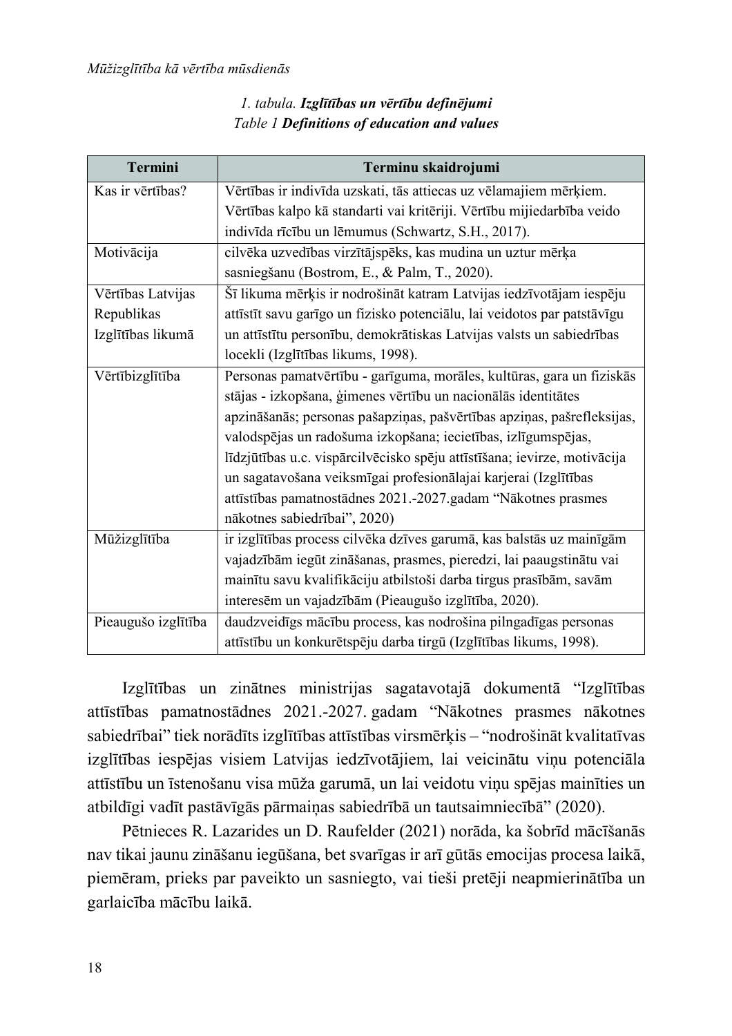*1. tabula.* ***Izglītības un vērtību definējumi***
*Table 1* ***Definitions of education and values***

| Termini | Terminu skaidrojumi |
|---|---|
| Kas ir vērtības? | Vērtības ir indivīda uzskati, tās attiecas uz vēlamajiem mērķiem. Vērtības kalpo kā standarti vai kritēriji. Vērtību mijiedarbība veido indivīda rīcību un lēmumus (Schwartz, S.H., 2017). |
| Motivācija | cilvēka uzvedības virzītājspēks, kas mudina un uztur mērķa sasniegšanu (Bostrom, E., & Palm, T., 2020). |
| Vērtības Latvijas Republikas Izglītības likumā | Šī likuma mērķis ir nodrošināt katram Latvijas iedzīvotājam iespēju attīstīt savu garīgo un fizisko potenciālu, lai veidotos par patstāvīgu un attīstītu personību, demokrātiskas Latvijas valsts un sabiedrības locekli (Izglītības likums, 1998). |
| Vērtībizglītība | Personas pamatvērtību - garīguma, morāles, kultūras, gara un fiziskās stājas - izkopšana, ģimenes vērtību un nacionālās identitātes apzināšanās; personas pašapziņas, pašvērtības apziņas, pašrefleksijas, valodspējas un radošuma izkopšana; iecietības, izlīgumspējas, līdzjūtības u.c. vispārcilvēcisko spēju attīstīšana; ievirze, motivācija un sagatavošana veiksmīgai profesionālajai karjerai (Izglītības attīstības pamatnostādnes 2021.-2027.gadam "Nākotnes prasmes nākotnes sabiedrībai", 2020) |
| Mūžizglītība | ir izglītības process cilvēka dzīves garumā, kas balstās uz mainīgām vajadzībām iegūt zināšanas, prasmes, pieredzi, lai paaugstinātu vai mainītu savu kvalifikāciju atbilstoši darba tirgus prasībām, savām interesēm un vajadzībām (Pieaugušo izglītība, 2020). |
| Pieaugušo izglītība | daudzveidīgs mācību process, kas nodrošina pilngadīgas personas attīstību un konkurētspēju darba tirgū (Izglītības likums, 1998). |

Izglītības un zinātnes ministrijas sagatavotajā dokumentā "Izglītības attīstības pamatnostādnes 2021.-2027. gadam "Nākotnes prasmes nākotnes sabiedrībai" tiek norādīts izglītības attīstības virsmērķis – "nodrošināt kvalitatīvas izglītības iespējas visiem Latvijas iedzīvotājiem, lai veicinātu viņu potenciāla attīstību un īstenošanu visa mūža garumā, un lai veidotu viņu spējas mainīties un atbildīgi vadīt pastāvīgās pārmaiņas sabiedrībā un tautsaimniecībā" (2020).

Pētnieces R. Lazarides un D. Raufelder (2021) norāda, ka šobrīd mācīšanās nav tikai jaunu zināšanu iegūšana, bet svarīgas ir arī gūtās emocijas procesa laikā, piemēram, prieks par paveikto un sasniegto, vai tieši pretēji neapmierinātība un garlaicība mācību laikā.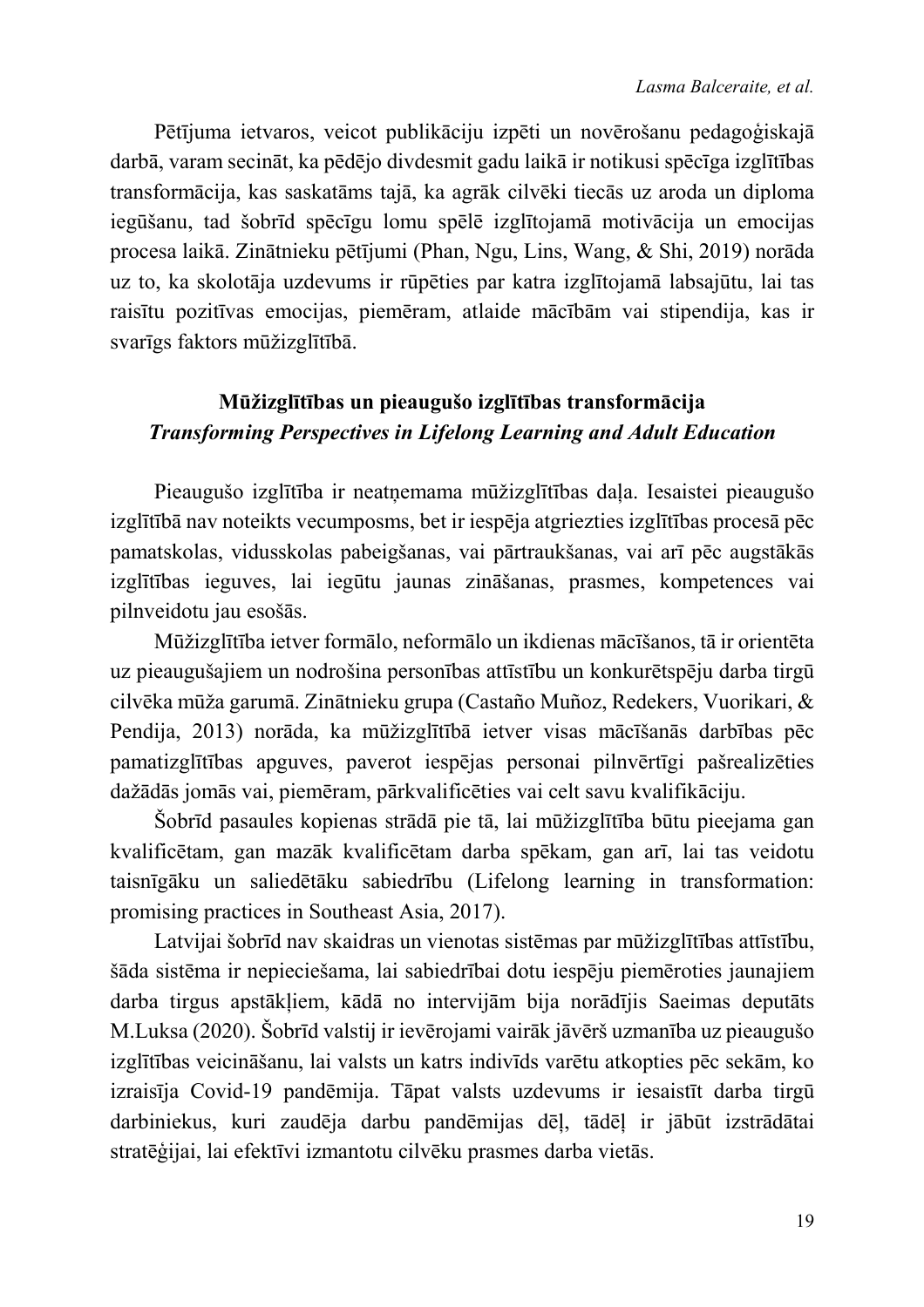Pētījuma ietvaros, veicot publikāciju izpēti un novērošanu pedagoģiskajā darbā, varam secināt, ka pēdējo divdesmit gadu laikā ir notikusi spēcīga izglītības transformācija, kas saskatāms tajā, ka agrāk cilvēki tiecās uz aroda un diploma iegūšanu, tad šobrīd spēcīgu lomu spēlē izglītojamā motivācija un emocijas procesa laikā. Zinātnieku pētījumi (Phan, Ngu, Lins, Wang, & Shi, 2019) norāda uz to, ka skolotāja uzdevums ir rūpēties par katra izglītojamā labsajūtu, lai tas raisītu pozitīvas emocijas, piemēram, atlaide mācībām vai stipendija, kas ir svarīgs faktors mūžizglītībā.

## Mūžizglītības un pieaugušo izglītības transformācija
## *Transforming Perspectives in Lifelong Learning and Adult Education*

Pieaugušo izglītība ir neatņemama mūžizglītības daļa. Iesaistei pieaugušo izglītībā nav noteikts vecumposms, bet ir iespēja atgriezties izglītības procesā pēc pamatskolas, vidusskolas pabeigšanas, vai pārtraukšanas, vai arī pēc augstākās izglītības ieguves, lai iegūtu jaunas zināšanas, prasmes, kompetences vai pilnveidotu jau esošās.

Mūžizglītība ietver formālo, neformālo un ikdienas mācīšanos, tā ir orientēta uz pieaugušajiem un nodrošina personības attīstību un konkurētspēju darba tirgū cilvēka mūža garumā. Zinātnieku grupa (Castaño Muñoz, Redekers, Vuorikari, & Pendija, 2013) norāda, ka mūžizglītībā ietver visas mācīšanās darbības pēc pamatizglītības apguves, paverot iespējas personai pilnvērtīgi pašrealizēties dažādās jomās vai, piemēram, pārkvalificēties vai celt savu kvalifikāciju.

Šobrīd pasaules kopienas strādā pie tā, lai mūžizglītība būtu pieejama gan kvalificētam, gan mazāk kvalificētam darba spēkam, gan arī, lai tas veidotu taisnīgāku un saliedētāku sabiedrību (Lifelong learning in transformation: promising practices in Southeast Asia, 2017).

Latvijai šobrīd nav skaidras un vienotas sistēmas par mūžizglītības attīstību, šāda sistēma ir nepieciešama, lai sabiedrībai dotu iespēju piemēroties jaunajiem darba tirgus apstākļiem, kādā no intervijām bija norādījis Saeimas deputāts M.Luksa (2020). Šobrīd valstij ir ievērojami vairāk jāvērš uzmanība uz pieaugušo izglītības veicināšanu, lai valsts un katrs indivīds varētu atkopties pēc sekām, ko izraisīja Covid-19 pandēmija. Tāpat valsts uzdevums ir iesaistīt darba tirgū darbiniekus, kuri zaudēja darbu pandēmijas dēļ, tādēļ ir jābūt izstrādātai stratēģijai, lai efektīvi izmantotu cilvēku prasmes darba vietās.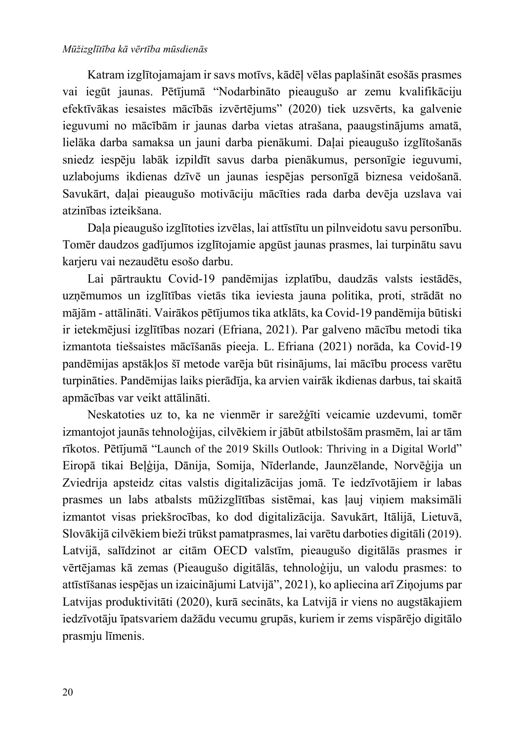Katram izglītojamajam ir savs motīvs, kādēļ vēlas paplašināt esošās prasmes vai iegūt jaunas. Pētījumā "Nodarbināto pieaugušo ar zemu kvalifikāciju efektīvākas iesaistes mācībās izvērtējums" (2020) tiek uzsvērts, ka galvenie ieguvumi no mācībām ir jaunas darba vietas atrašana, paaugstinājums amatā, lielāka darba samaksa un jauni darba pienākumi. Daļai pieaugušo izglītošanās sniedz iespēju labāk izpildīt savus darba pienākumus, personīgie ieguvumi, uzlabojums ikdienas dzīvē un jaunas iespējas personīgā biznesa veidošanā. Savukārt, daļai pieaugušo motivāciju mācīties rada darba devēja uzslava vai atzinības izteikšana.

Daļa pieaugušo izglītoties izvēlas, lai attīstītu un pilnveidotu savu personību. Tomēr daudzos gadījumos izglītojamie apgūst jaunas prasmes, lai turpinātu savu karjeru vai nezaudētu esošo darbu.

Lai pārtrauktu Covid-19 pandēmijas izplatību, daudzās valsts iestādēs, uzņēmumos un izglītības vietās tika ieviesta jauna politika, proti, strādāt no mājām - attālināti. Vairākos pētījumos tika atklāts, ka Covid-19 pandēmija būtiski ir ietekmējusi izglītības nozari (Efriana, 2021). Par galveno mācību metodi tika izmantota tiešsaistes mācīšanās pieeja. L. Efriana (2021) norāda, ka Covid-19 pandēmijas apstākļos šī metode varēja būt risinājums, lai mācību process varētu turpināties. Pandēmijas laiks pierādīja, ka arvien vairāk ikdienas darbus, tai skaitā apmācības var veikt attālināti.

Neskatoties uz to, ka ne vienmēr ir sarežģīti veicamie uzdevumi, tomēr izmantojot jaunās tehnoloģijas, cilvēkiem ir jābūt atbilstošām prasmēm, lai ar tām rīkotos. Pētījumā "Launch of the 2019 Skills Outlook: Thriving in a Digital World" Eiropā tikai Beļģija, Dānija, Somija, Nīderlande, Jaunzēlande, Norvēģija un Zviedrija apsteidz citas valstis digitalizācijas jomā. Te iedzīvotājiem ir labas prasmes un labs atbalsts mūžizglītības sistēmai, kas ļauj viņiem maksimāli izmantot visas priekšrocības, ko dod digitalizācija. Savukārt, Itālijā, Lietuvā, Slovākijā cilvēkiem bieži trūkst pamatprasmes, lai varētu darboties digitāli (2019). Latvijā, salīdzinot ar citām OECD valstīm, pieaugušo digitālās prasmes ir vērtējamas kā zemas (Pieaugušo digitālās, tehnoloģiju, un valodu prasmes: to attīstīšanas iespējas un izaicinājumi Latvijā", 2021), ko apliecina arī Ziņojums par Latvijas produktivitāti (2020), kurā secināts, ka Latvijā ir viens no augstākajiem iedzīvotāju īpatsvariem dažādu vecumu grupās, kuriem ir zems vispārējo digitālo prasmju līmenis.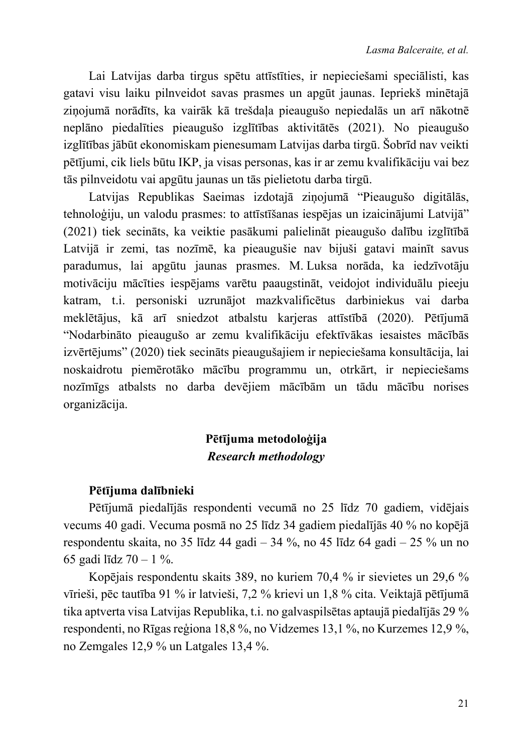Lai Latvijas darba tirgus spētu attīstīties, ir nepieciešami speciālisti, kas gatavi visu laiku pilnveidot savas prasmes un apgūt jaunas. Iepriekš minētajā ziņojumā norādīts, ka vairāk kā trešdaļa pieaugušo nepiedalās un arī nākotnē neplāno piedalīties pieaugušo izglītības aktivitātēs (2021). No pieaugušo izglītības jābūt ekonomiskam pienesumam Latvijas darba tirgū. Šobrīd nav veikti pētījumi, cik liels būtu IKP, ja visas personas, kas ir ar zemu kvalifikāciju vai bez tās pilnveidotu vai apgūtu jaunas un tās pielietotu darba tirgū.

Latvijas Republikas Saeimas izdotajā ziņojumā "Pieaugušo digitālās, tehnoloģiju, un valodu prasmes: to attīstīšanas iespējas un izaicinājumi Latvijā" (2021) tiek secināts, ka veiktie pasākumi palielināt pieaugušo dalību izglītībā Latvijā ir zemi, tas nozīmē, ka pieaugušie nav bijuši gatavi mainīt savus paradumus, lai apgūtu jaunas prasmes. M. Luksa norāda, ka iedzīvotāju motivāciju mācīties iespējams varētu paaugstināt, veidojot individuālu pieeju katram, t.i. personiski uzrunājot mazkvalificētus darbiniekus vai darba meklētājus, kā arī sniedzot atbalstu karjeras attīstībā (2020). Pētījumā "Nodarbināto pieaugušo ar zemu kvalifikāciju efektīvākas iesaistes mācībās izvērtējums" (2020) tiek secināts pieaugušajiem ir nepieciešama konsultācija, lai noskaidrotu piemērotāko mācību programmu un, otrkārt, ir nepieciešams nozīmīgs atbalsts no darba devējiem mācībām un tādu mācību norises organizācija.

## Pētījuma metodoloģija
## *Research methodology*

### Pētījuma dalībnieki

Pētījumā piedalījās respondenti vecumā no 25 līdz 70 gadiem, vidējais vecums 40 gadi. Vecuma posmā no 25 līdz 34 gadiem piedalījās 40 % no kopējā respondentu skaita, no 35 līdz 44 gadi – 34 %, no 45 līdz 64 gadi – 25 % un no 65 gadi līdz 70 – 1 %.

Kopējais respondentu skaits 389, no kuriem 70,4 % ir sievietes un 29,6 % vīrieši, pēc tautība 91 % ir latvieši, 7,2 % krievi un 1,8 % cita. Veiktajā pētījumā tika aptverta visa Latvijas Republika, t.i. no galvaspilsētas aptaujā piedalījās 29 % respondenti, no Rīgas reģiona 18,8 %, no Vidzemes 13,1 %, no Kurzemes 12,9 %, no Zemgales 12,9 % un Latgales 13,4 %.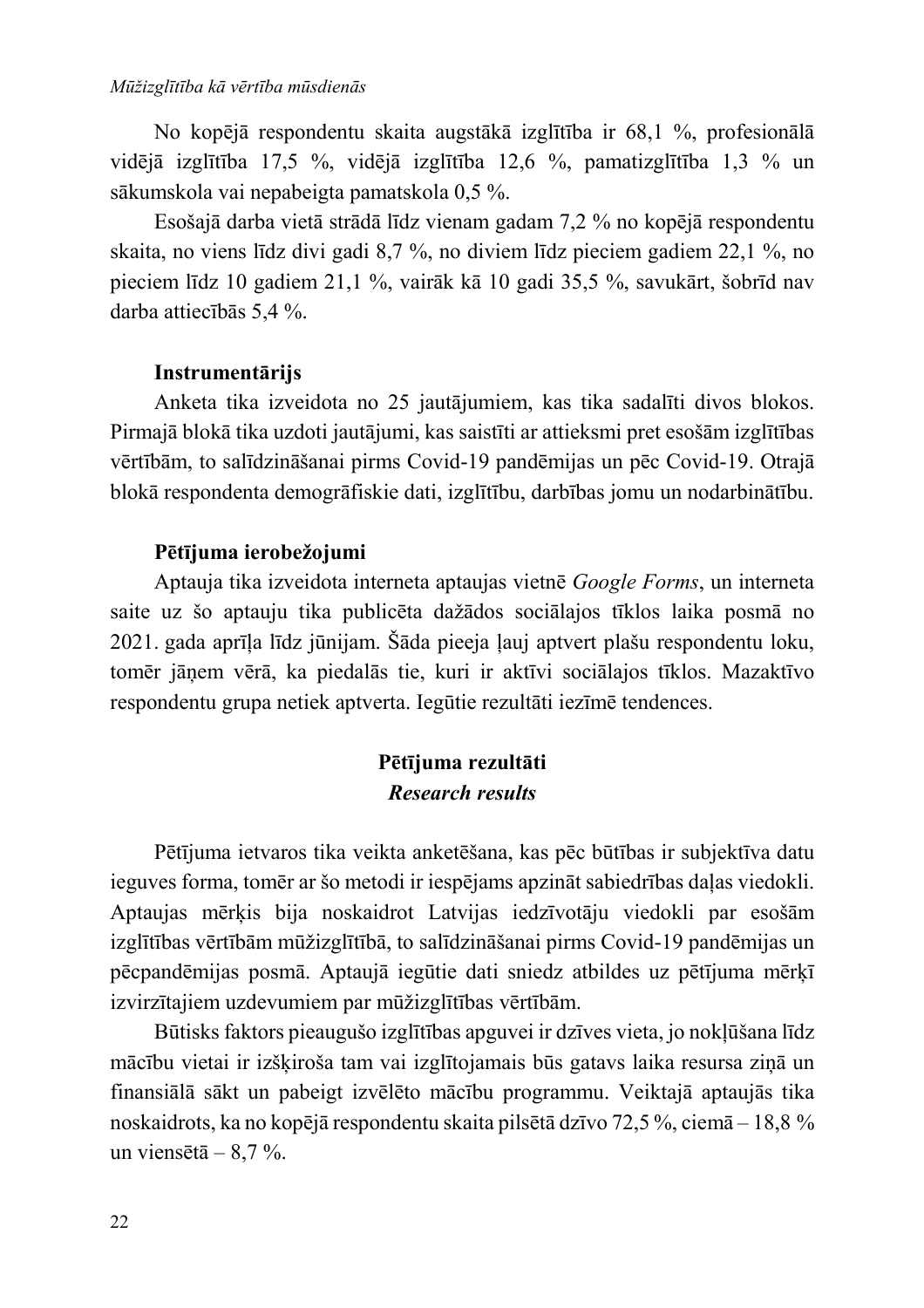No kopējā respondentu skaita augstākā izglītība ir 68,1 %, profesionālā vidējā izglītība 17,5 %, vidējā izglītība 12,6 %, pamatizglītība 1,3 % un sākumskola vai nepabeigta pamatskola 0,5 %.

Esošajā darba vietā strādā līdz vienam gadam 7,2 % no kopējā respondentu skaita, no viens līdz divi gadi 8,7 %, no diviem līdz pieciem gadiem 22,1 %, no pieciem līdz 10 gadiem 21,1 %, vairāk kā 10 gadi 35,5 %, savukārt, šobrīd nav darba attiecībās 5,4 %.

**Instrumentārijs**

Anketa tika izveidota no 25 jautājumiem, kas tika sadalīti divos blokos. Pirmajā blokā tika uzdoti jautājumi, kas saistīti ar attieksmi pret esošām izglītības vērtībām, to salīdzināšanai pirms Covid-19 pandēmijas un pēc Covid-19. Otrajā blokā respondenta demogrāfiskie dati, izglītību, darbības jomu un nodarbinātību.

**Pētījuma ierobežojumi**

Aptauja tika izveidota interneta aptaujas vietnē *Google Forms*, un interneta saite uz šo aptauju tika publicēta dažādos sociālajos tīklos laika posmā no 2021. gada aprīļa līdz jūnijam. Šāda pieeja ļauj aptvert plašu respondentu loku, tomēr jāņem vērā, ka piedalās tie, kuri ir aktīvi sociālajos tīklos. Mazaktīvo respondentu grupa netiek aptverta. Iegūtie rezultāti iezīmē tendences.

## Pētījuma rezultāti
## *Research results*

Pētījuma ietvaros tika veikta anketēšana, kas pēc būtības ir subjektīva datu ieguves forma, tomēr ar šo metodi ir iespējams apzināt sabiedrības daļas viedokli. Aptaujas mērķis bija noskaidrot Latvijas iedzīvotāju viedokli par esošām izglītības vērtībām mūžizglītībā, to salīdzināšanai pirms Covid-19 pandēmijas un pēcpandēmijas posmā. Aptaujā iegūtie dati sniedz atbildes uz pētījuma mērķī izvirzītajiem uzdevumiem par mūžizglītības vērtībām.

Būtisks faktors pieaugušo izglītības apguvei ir dzīves vieta, jo nokļūšana līdz mācību vietai ir izšķiroša tam vai izglītojamais būs gatavs laika resursa ziņā un finansiālā sākt un pabeigt izvēlēto mācību programmu. Veiktajā aptaujās tika noskaidrots, ka no kopējā respondentu skaita pilsētā dzīvo 72,5 %, ciemā – 18,8 % un viensētā – 8,7 %.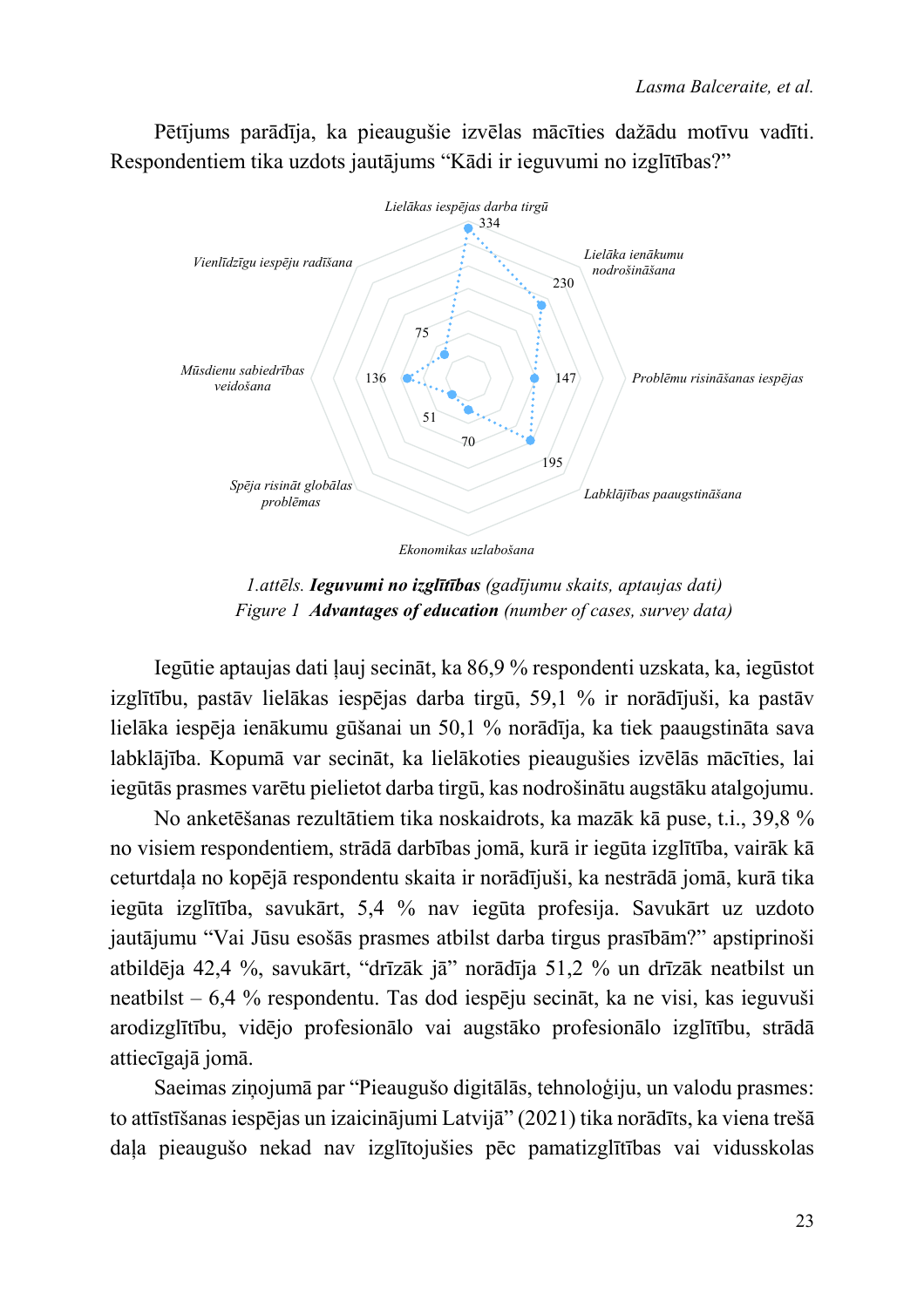Pētījums parādīja, ka pieaugušie izvēlas mācīties dažādu motīvu vadīti. Respondentiem tika uzdots jautājums "Kādi ir ieguvumi no izglītības?"

| Ieguvums | Gadījumu skaits |
|---|---|
| Lielākas iespējas darba tirgū | 334 |
| Lielāka ienākumu nodrošināšana | 230 |
| Problēmu risināšanas iespējas | 147 |
| Labklājības paaugstināšana | 195 |
| Ekonomikas uzlabošana | 70 |
| Spēja risināt globālas problēmas | 51 |
| Mūsdienu sabiedrības veidošana | 136 |
| Vienlīdzīgu iespēju radīšana | 75 |

*1.attēls.* ***Ieguvumi no izglītības*** *(gadījumu skaits, aptaujas dati)*
*Figure 1* ***Advantages of education*** *(number of cases, survey data)*

Iegūtie aptaujas dati ļauj secināt, ka 86,9 % respondenti uzskata, ka, iegūstot izglītību, pastāv lielākas iespējas darba tirgū, 59,1 % ir norādījuši, ka pastāv lielāka iespēja ienākumu gūšanai un 50,1 % norādīja, ka tiek paaugstināta sava labklājība. Kopumā var secināt, ka lielākoties pieaugušies izvēlās mācīties, lai iegūtās prasmes varētu pielietot darba tirgū, kas nodrošinātu augstāku atalgojumu.

No anketēšanas rezultātiem tika noskaidrots, ka mazāk kā puse, t.i., 39,8 % no visiem respondentiem, strādā darbības jomā, kurā ir iegūta izglītība, vairāk kā ceturtdaļa no kopējā respondentu skaita ir norādījuši, ka nestrādā jomā, kurā tika iegūta izglītība, savukārt, 5,4 % nav iegūta profesija. Savukārt uz uzdoto jautājumu "Vai Jūsu esošās prasmes atbilst darba tirgus prasībām?" apstiprinoši atbildēja 42,4 %, savukārt, "drīzāk jā" norādīja 51,2 % un drīzāk neatbilst un neatbilst – 6,4 % respondentu. Tas dod iespēju secināt, ka ne visi, kas ieguvuši arodizglītību, vidējo profesionālo vai augstāko profesionālo izglītību, strādā attiecīgajā jomā.

Saeimas ziņojumā par "Pieaugušo digitālās, tehnoloģiju, un valodu prasmes: to attīstīšanas iespējas un izaicinājumi Latvijā" (2021) tika norādīts, ka viena trešā daļa pieaugušo nekad nav izglītojušies pēc pamatizglītības vai vidusskolas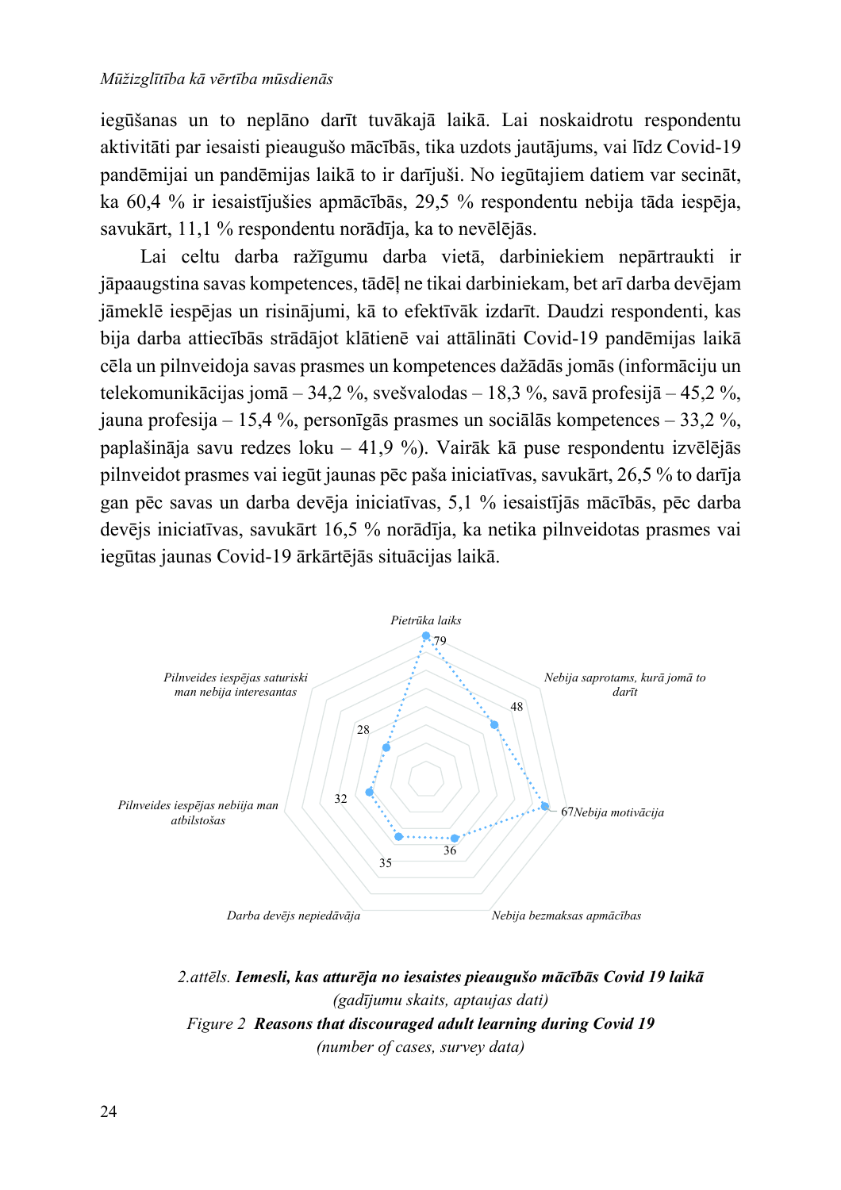iegūšanas un to neplāno darīt tuvākajā laikā. Lai noskaidrotu respondentu aktivitāti par iesaisti pieaugušo mācībās, tika uzdots jautājums, vai līdz Covid-19 pandēmijai un pandēmijas laikā to ir darījuši. No iegūtajiem datiem var secināt, ka 60,4 % ir iesaistījušies apmācībās, 29,5 % respondentu nebija tāda iespēja, savukārt, 11,1 % respondentu norādīja, ka to nevēlējās.

Lai celtu darba ražīgumu darba vietā, darbiniekiem nepārtraukti ir jāpaaugstina savas kompetences, tādēļ ne tikai darbiniekam, bet arī darba devējam jāmeklē iespējas un risinājumi, kā to efektīvāk izdarīt. Daudzi respondenti, kas bija darba attiecībās strādājot klātienē vai attālināti Covid-19 pandēmijas laikā cēla un pilnveidoja savas prasmes un kompetences dažādās jomās (informāciju un telekomunikācijas jomā – 34,2 %, svešvalodas – 18,3 %, savā profesijā – 45,2 %, jauna profesija – 15,4 %, personīgās prasmes un sociālās kompetences – 33,2 %, paplašināja savu redzes loku – 41,9 %). Vairāk kā puse respondentu izvēlējās pilnveidot prasmes vai iegūt jaunas pēc paša iniciatīvas, savukārt, 26,5 % to darīja gan pēc savas un darba devēja iniciatīvas, 5,1 % iesaistījās mācībās, pēc darba devējs iniciatīvas, savukārt 16,5 % norādīja, ka netika pilnveidotas prasmes vai iegūtas jaunas Covid-19 ārkārtējās situācijas laikā.

| Iemesls | Gadījumu skaits |
|---|---|
| Pietrūka laiks | 79 |
| Nebija saprotams, kurā jomā to darīt | 48 |
| Nebija motivācija | 67 |
| Nebija bezmaksas apmācības | 36 |
| Darba devējs nepiedāvāja | 35 |
| Pilnveides iespējas nebija man atbilstošas | 32 |
| Pilnveides iespējas saturiski man nebija interesantas | 28 |

*2.attēls.* ***Iemesli, kas atturēja no iesaistes pieaugušo mācībās Covid 19 laikā***
*(gadījumu skaits, aptaujas dati)*
*Figure 2* ***Reasons that discouraged adult learning during Covid 19***
*(number of cases, survey data)*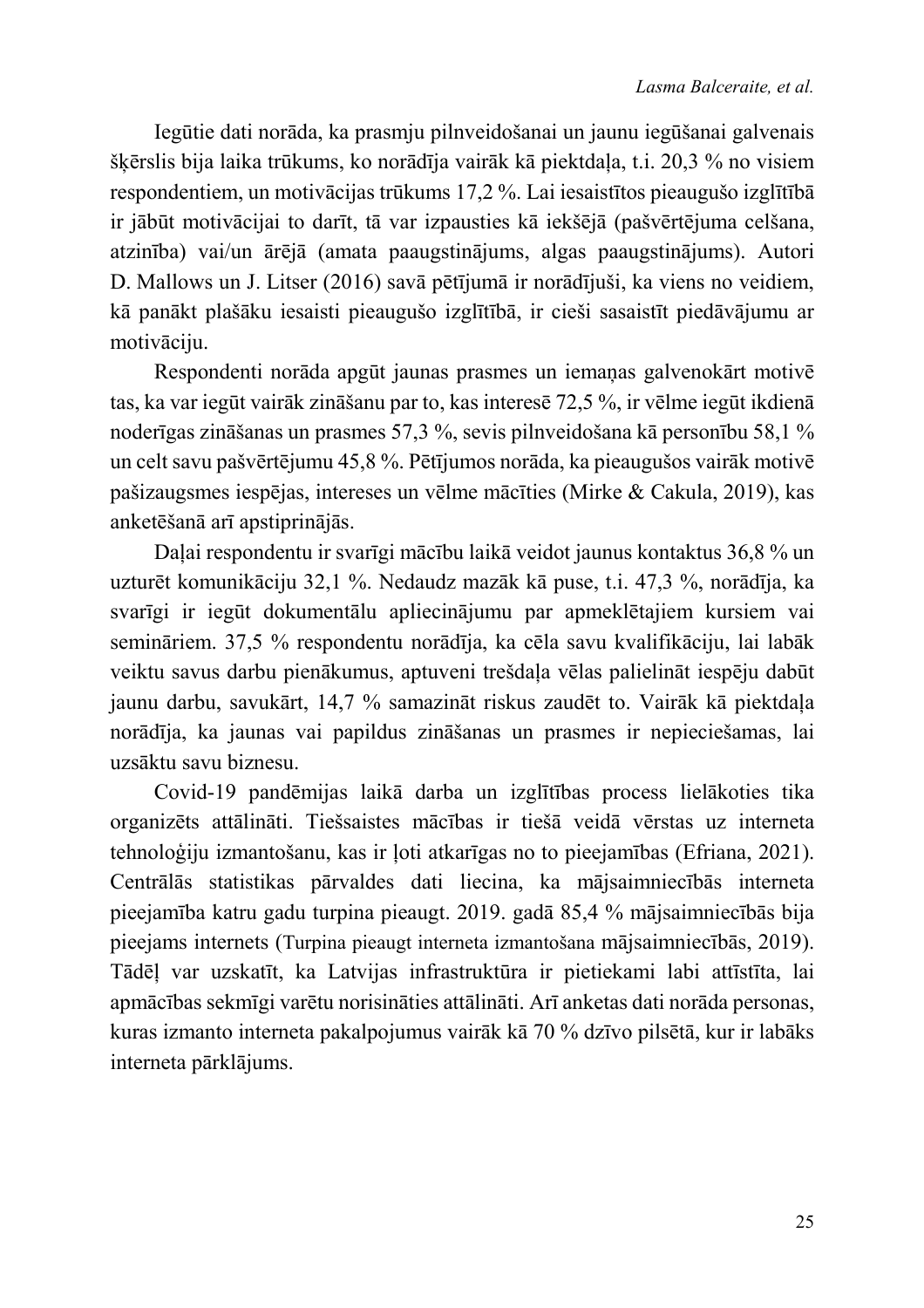Iegūtie dati norāda, ka prasmju pilnveidošanai un jaunu iegūšanai galvenais šķērslis bija laika trūkums, ko norādīja vairāk kā piektdaļa, t.i. 20,3 % no visiem respondentiem, un motivācijas trūkums 17,2 %. Lai iesaistītos pieaugušo izglītībā ir jābūt motivācijai to darīt, tā var izpausties kā iekšējā (pašvērtējuma celšana, atzinība) vai/un ārējā (amata paaugstinājums, algas paaugstinājums). Autori D. Mallows un J. Litser (2016) savā pētījumā ir norādījuši, ka viens no veidiem, kā panākt plašāku iesaisti pieaugušo izglītībā, ir cieši sasaistīt piedāvājumu ar motivāciju.

Respondenti norāda apgūt jaunas prasmes un iemaņas galvenokārt motivē tas, ka var iegūt vairāk zināšanu par to, kas interesē 72,5 %, ir vēlme iegūt ikdienā noderīgas zināšanas un prasmes 57,3 %, sevis pilnveidošana kā personību 58,1 % un celt savu pašvērtējumu 45,8 %. Pētījumos norāda, ka pieaugušos vairāk motivē pašizaugsmes iespējas, intereses un vēlme mācīties (Mirke & Cakula, 2019), kas anketēšanā arī apstiprinājās.

Daļai respondentu ir svarīgi mācību laikā veidot jaunus kontaktus 36,8 % un uzturēt komunikāciju 32,1 %. Nedaudz mazāk kā puse, t.i. 47,3 %, norādīja, ka svarīgi ir iegūt dokumentālu apliecinājumu par apmeklētajiem kursiem vai semināriem. 37,5 % respondentu norādīja, ka cēla savu kvalifikāciju, lai labāk veiktu savus darbu pienākumus, aptuveni trešdaļa vēlas palielināt iespēju dabūt jaunu darbu, savukārt, 14,7 % samazināt riskus zaudēt to. Vairāk kā piektdaļa norādīja, ka jaunas vai papildus zināšanas un prasmes ir nepieciešamas, lai uzsāktu savu biznesu.

Covid-19 pandēmijas laikā darba un izglītības process lielākoties tika organizēts attālināti. Tiešsaistes mācības ir tiešā veidā vērstas uz interneta tehnoloģiju izmantošanu, kas ir ļoti atkarīgas no to pieejamības (Efriana, 2021). Centrālās statistikas pārvaldes dati liecina, ka mājsaimniecībās interneta pieejamība katru gadu turpina pieaugt. 2019. gadā 85,4 % mājsaimniecībās bija pieejams internets (Turpina pieaugt interneta izmantošana mājsaimniecībās, 2019). Tādēļ var uzskatīt, ka Latvijas infrastruktūra ir pietiekami labi attīstīta, lai apmācības sekmīgi varētu norisināties attālināti. Arī anketas dati norāda personas, kuras izmanto interneta pakalpojumus vairāk kā 70 % dzīvo pilsētā, kur ir labāks interneta pārklājums.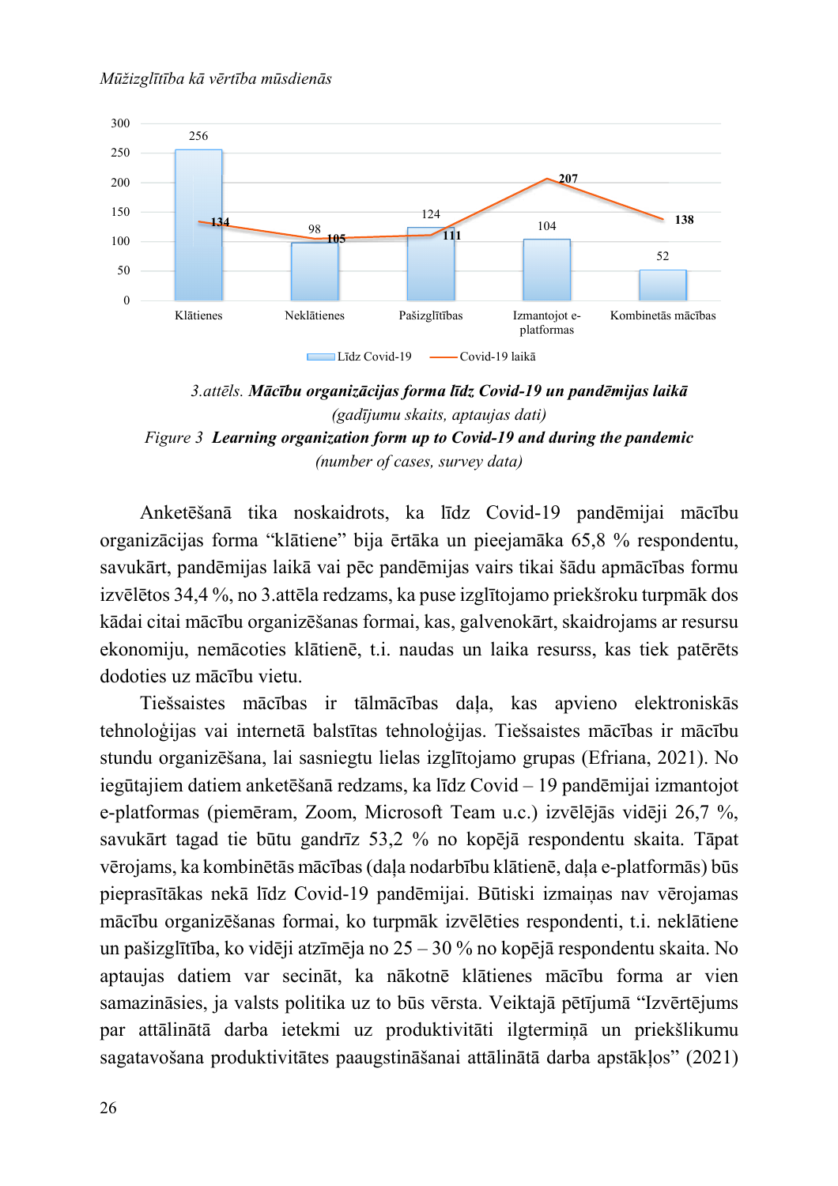| | Klātienes | Neklātienes | Pašizglītības | Izmantojot e-platformas | Kombinetās mācības |
|---|---|---|---|---|---|
| Līdz Covid-19 | 256 | 98 | 124 | 104 | 52 |
| Covid-19 laikā | 134 | 105 | 111 | 207 | 138 |

3.*attēls.* ***Mācību organizācijas forma līdz Covid-19 un pandēmijas laikā***
*(gadījumu skaits, aptaujas dati)*

*Figure 3* ***Learning organization form up to Covid-19 and during the pandemic***
*(number of cases, survey data)*

Anketēšanā tika noskaidrots, ka līdz Covid-19 pandēmijai mācību organizācijas forma "klātiene" bija ērtāka un pieejamāka 65,8 % respondentu, savukārt, pandēmijas laikā vai pēc pandēmijas vairs tikai šādu apmācības formu izvēlētos 34,4 %, no 3.attēla redzams, ka puse izglītojamo priekšroku turpmāk dos kādai citai mācību organizēšanas formai, kas, galvenokārt, skaidrojams ar resursu ekonomiju, nemācoties klātienē, t.i. naudas un laika resurss, kas tiek patērēts dodoties uz mācību vietu.

Tiešsaistes mācības ir tālmācības daļa, kas apvieno elektroniskās tehnoloģijas vai internetā balstītas tehnoloģijas. Tiešsaistes mācības ir mācību stundu organizēšana, lai sasniegtu lielas izglītojamo grupas (Efriana, 2021). No iegūtajiem datiem anketēšanā redzams, ka līdz Covid – 19 pandēmijai izmantojot e-platformas (piemēram, Zoom, Microsoft Team u.c.) izvēlējās vidēji 26,7 %, savukārt tagad tie būtu gandrīz 53,2 % no kopējā respondentu skaita. Tāpat vērojams, ka kombinētās mācības (daļa nodarbību klātienē, daļa e-platformās) būs pieprasītākas nekā līdz Covid-19 pandēmijai. Būtiski izmaiņas nav vērojamas mācību organizēšanas formai, ko turpmāk izvēlēties respondenti, t.i. neklātiene un pašizglītība, ko vidēji atzīmēja no 25 – 30 % no kopējā respondentu skaita. No aptaujas datiem var secināt, ka nākotnē klātienes mācību forma ar vien samazināsies, ja valsts politika uz to būs vērsta. Veiktajā pētījumā "Izvērtējums par attālinātā darba ietekmi uz produktivitāti ilgtermiņā un priekšlikumu sagatavošana produktivitātes paaugstināšanai attālinātā darba apstākļos" (2021)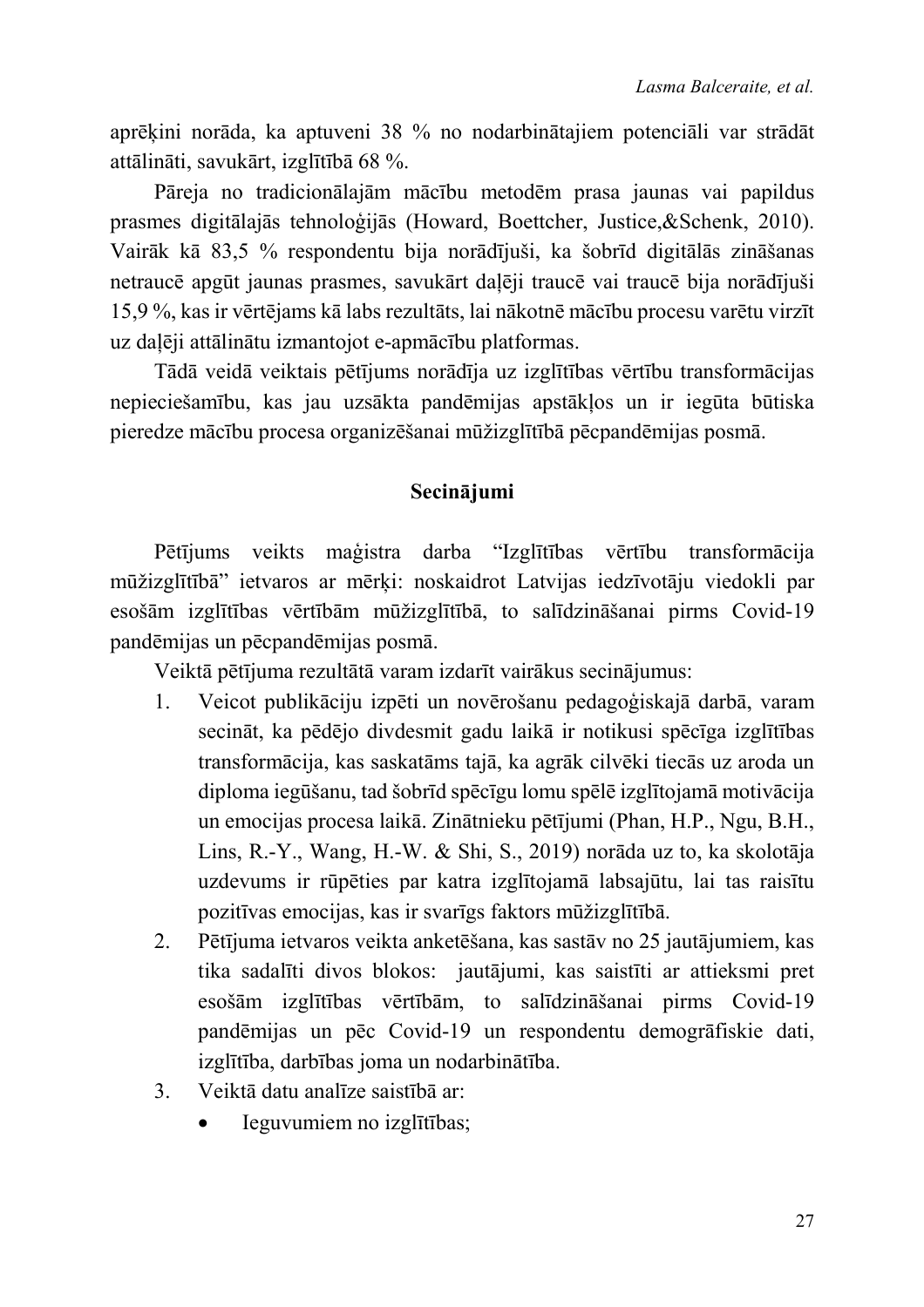aprēķini norāda, ka aptuveni 38 % no nodarbinātajiem potenciāli var strādāt attālināti, savukārt, izglītībā 68 %.

Pāreja no tradicionālajām mācību metodēm prasa jaunas vai papildus prasmes digitālajās tehnoloģijās (Howard, Boettcher, Justice,&Schenk, 2010). Vairāk kā 83,5 % respondentu bija norādījuši, ka šobrīd digitālās zināšanas netraucē apgūt jaunas prasmes, savukārt daļēji traucē vai traucē bija norādījuši 15,9 %, kas ir vērtējams kā labs rezultāts, lai nākotnē mācību procesu varētu virzīt uz daļēji attālinātu izmantojot e-apmācību platformas.

Tādā veidā veiktais pētījums norādīja uz izglītības vērtību transformācijas nepieciešamību, kas jau uzsākta pandēmijas apstākļos un ir iegūta būtiska pieredze mācību procesa organizēšanai mūžizglītībā pēcpandēmijas posmā.

## Secinājumi

Pētījums veikts maģistra darba "Izglītības vērtību transformācija mūžizglītībā" ietvaros ar mērķi: noskaidrot Latvijas iedzīvotāju viedokli par esošām izglītības vērtībām mūžizglītībā, to salīdzināšanai pirms Covid-19 pandēmijas un pēcpandēmijas posmā.

Veiktā pētījuma rezultātā varam izdarīt vairākus secinājumus:

1. Veicot publikāciju izpēti un novērošanu pedagoģiskajā darbā, varam secināt, ka pēdējo divdesmit gadu laikā ir notikusi spēcīga izglītības transformācija, kas saskatāms tajā, ka agrāk cilvēki tiecās uz aroda un diploma iegūšanu, tad šobrīd spēcīgu lomu spēlē izglītojamā motivācija un emocijas procesa laikā. Zinātnieku pētījumi (Phan, H.P., Ngu, B.H., Lins, R.-Y., Wang, H.-W. & Shi, S., 2019) norāda uz to, ka skolotāja uzdevums ir rūpēties par katra izglītojamā labsajūtu, lai tas raisītu pozitīvas emocijas, kas ir svarīgs faktors mūžizglītībā.
2. Pētījuma ietvaros veikta anketēšana, kas sastāv no 25 jautājumiem, kas tika sadalīti divos blokos: jautājumi, kas saistīti ar attieksmi pret esošām izglītības vērtībām, to salīdzināšanai pirms Covid-19 pandēmijas un pēc Covid-19 un respondentu demogrāfiskie dati, izglītība, darbības joma un nodarbinātība.
3. Veiktā datu analīze saistībā ar:
   - Ieguvumiem no izglītības;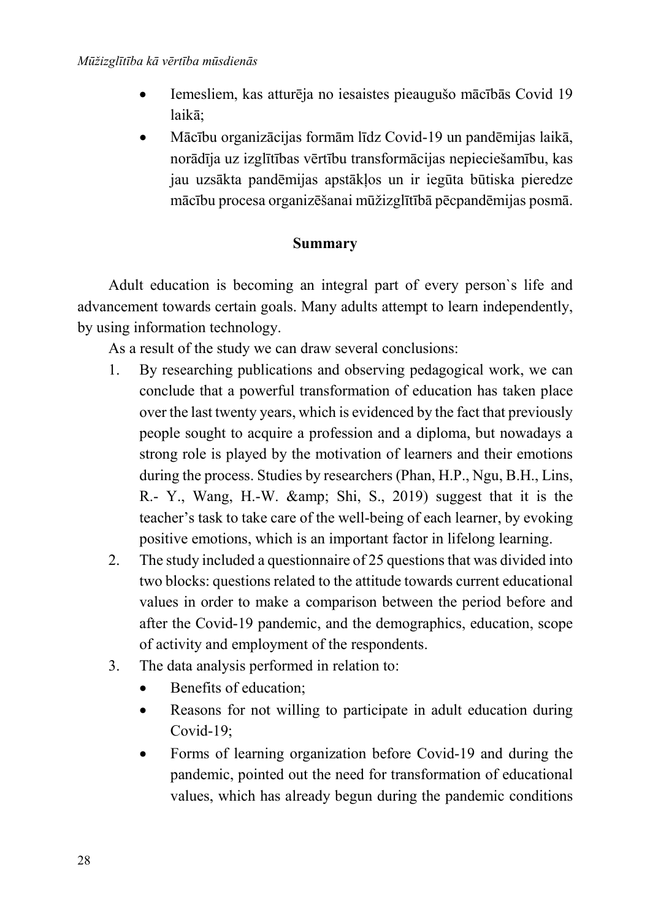- Iemesliem, kas atturēja no iesaistes pieaugušo mācībās Covid 19 laikā;
- Mācību organizācijas formām līdz Covid-19 un pandēmijas laikā, norādīja uz izglītības vērtību transformācijas nepieciešamību, kas jau uzsākta pandēmijas apstākļos un ir iegūta būtiska pieredze mācību procesa organizēšanai mūžizglītībā pēcpandēmijas posmā.

## Summary

Adult education is becoming an integral part of every person`s life and advancement towards certain goals. Many adults attempt to learn independently, by using information technology.

As a result of the study we can draw several conclusions:

1. By researching publications and observing pedagogical work, we can conclude that a powerful transformation of education has taken place over the last twenty years, which is evidenced by the fact that previously people sought to acquire a profession and a diploma, but nowadays a strong role is played by the motivation of learners and their emotions during the process. Studies by researchers (Phan, H.P., Ngu, B.H., Lins, R.- Y., Wang, H.-W. &amp; Shi, S., 2019) suggest that it is the teacher's task to take care of the well-being of each learner, by evoking positive emotions, which is an important factor in lifelong learning.
2. The study included a questionnaire of 25 questions that was divided into two blocks: questions related to the attitude towards current educational values in order to make a comparison between the period before and after the Covid-19 pandemic, and the demographics, education, scope of activity and employment of the respondents.
3. The data analysis performed in relation to:
   - Benefits of education;
   - Reasons for not willing to participate in adult education during Covid-19;
   - Forms of learning organization before Covid-19 and during the pandemic, pointed out the need for transformation of educational values, which has already begun during the pandemic conditions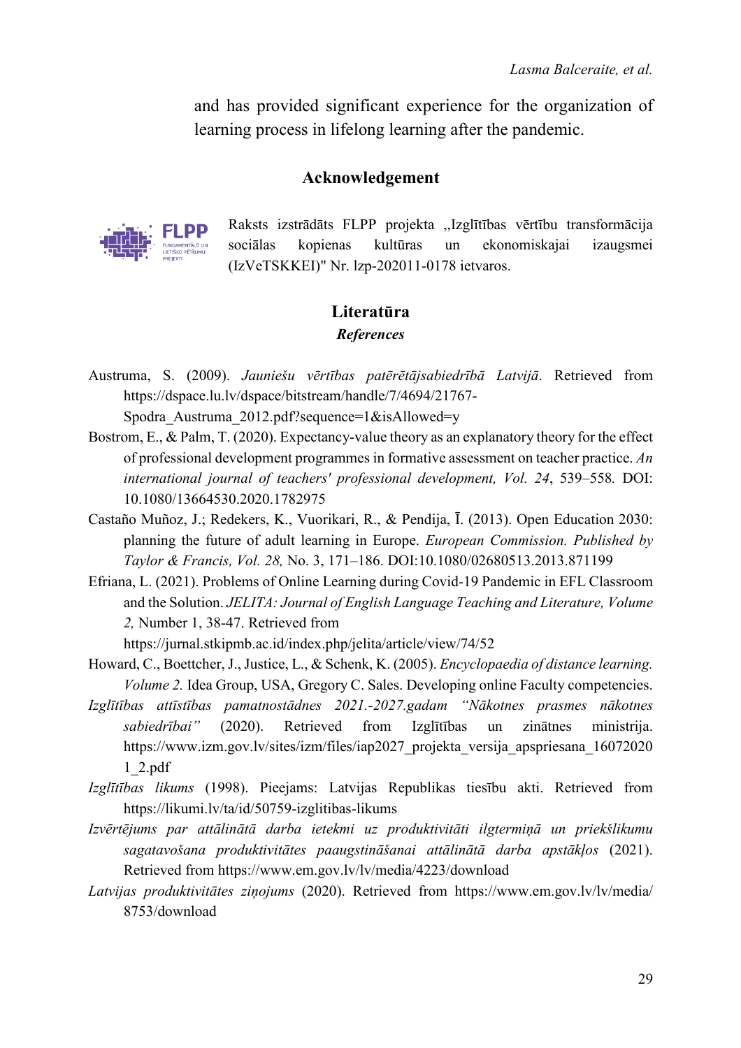and has provided significant experience for the organization of learning process in lifelong learning after the pandemic.

## Acknowledgement

Raksts izstrādāts FLPP projekta „Izglītības vērtību transformācija sociālas kopienas kultūras un ekonomiskajai izaugsmei (IzVeTSKKEI)" Nr. lzp-202011-0178 ietvaros.

## Literatūra
### *References*

Austruma, S. (2009). *Jauniešu vērtības patērētājsabiedrībā Latvijā*. Retrieved from https://dspace.lu.lv/dspace/bitstream/handle/7/4694/21767-Spodra_Austruma_2012.pdf?sequence=1&isAllowed=y

Bostrom, E., & Palm, T. (2020). Expectancy-value theory as an explanatory theory for the effect of professional development programmes in formative assessment on teacher practice. *An international journal of teachers' professional development, Vol. 24*, 539–558. DOI: 10.1080/13664530.2020.1782975

Castaño Muñoz, J.; Redekers, K., Vuorikari, R., & Pendija, Ī. (2013). Open Education 2030: planning the future of adult learning in Europe. *European Commission. Published by Taylor & Francis, Vol. 28,* No. 3, 171–186. DOI:10.1080/02680513.2013.871199

Efriana, L. (2021). Problems of Online Learning during Covid-19 Pandemic in EFL Classroom and the Solution. *JELITA: Journal of English Language Teaching and Literature, Volume 2,* Number 1, 38-47. Retrieved from https://jurnal.stkipmb.ac.id/index.php/jelita/article/view/74/52

Howard, C., Boettcher, J., Justice, L., & Schenk, K. (2005). *Encyclopaedia of distance learning. Volume 2.* Idea Group, USA, Gregory C. Sales. Developing online Faculty competencies.

*Izglītības attīstības pamatnostādnes 2021.-2027.gadam "Nākotnes prasmes nākotnes sabiedrībai"* (2020). Retrieved from Izglītības un zinātnes ministrija. https://www.izm.gov.lv/sites/izm/files/iap2027_projekta_versija_apspriesana_160720201_2.pdf

*Izglītības likums* (1998). Pieejams: Latvijas Republikas tiesību akti. Retrieved from https://likumi.lv/ta/id/50759-izglitibas-likums

*Izvērtējums par attālinātā darba ietekmi uz produktivitāti ilgtermiņā un priekšlikumu sagatavošana produktivitātes paaugstināšanai attālinātā darba apstākļos* (2021). Retrieved from https://www.em.gov.lv/lv/media/4223/download

*Latvijas produktivitātes ziņojums* (2020). Retrieved from https://www.em.gov.lv/lv/media/8753/download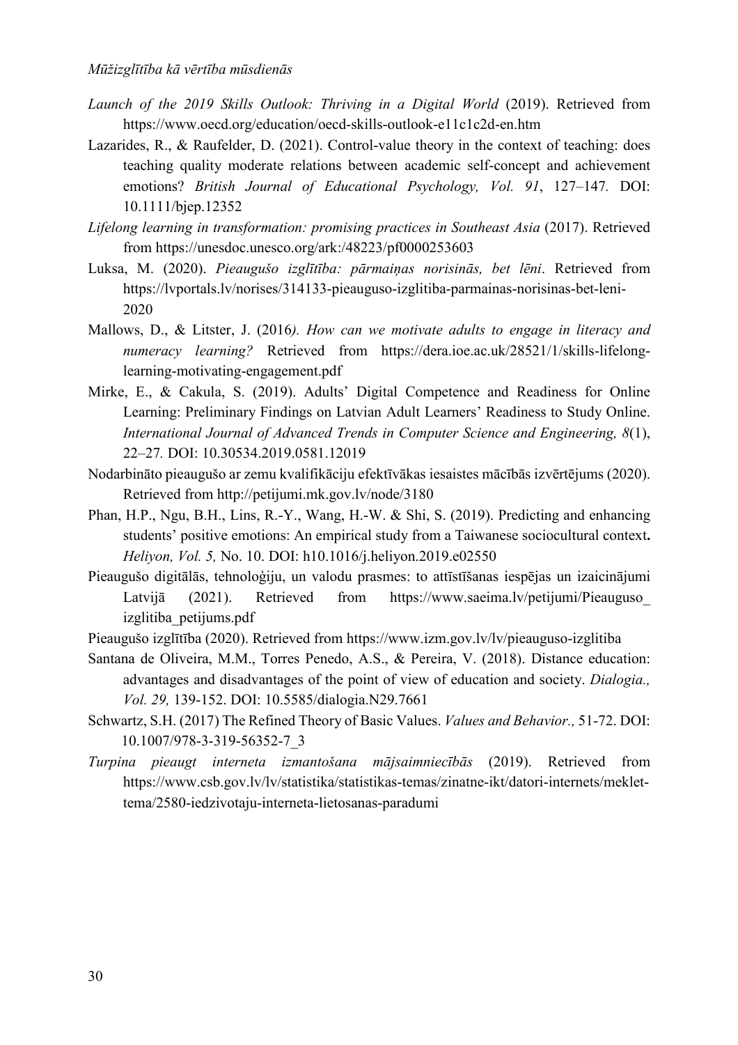*Launch of the 2019 Skills Outlook: Thriving in a Digital World* (2019). Retrieved from https://www.oecd.org/education/oecd-skills-outlook-e11c1c2d-en.htm

Lazarides, R., & Raufelder, D. (2021). Control-value theory in the context of teaching: does teaching quality moderate relations between academic self-concept and achievement emotions? *British Journal of Educational Psychology, Vol. 91*, 127–147. DOI: 10.1111/bjep.12352

*Lifelong learning in transformation: promising practices in Southeast Asia* (2017). Retrieved from https://unesdoc.unesco.org/ark:/48223/pf0000253603

Luksa, M. (2020). *Pieaugušo izglītība: pārmaiņas norisinās, bet lēni*. Retrieved from https://lvportals.lv/norises/314133-pieauguso-izglitiba-parmainas-norisinas-bet-leni-2020

Mallows, D., & Litster, J. (2016*). How can we motivate adults to engage in literacy and numeracy learning?* Retrieved from https://dera.ioe.ac.uk/28521/1/skills-lifelong-learning-motivating-engagement.pdf

Mirke, E., & Cakula, S. (2019). Adults' Digital Competence and Readiness for Online Learning: Preliminary Findings on Latvian Adult Learners' Readiness to Study Online. *International Journal of Advanced Trends in Computer Science and Engineering, 8*(1), 22–27. DOI: 10.30534.2019.0581.12019

Nodarbināto pieaugušo ar zemu kvalifikāciju efektīvākas iesaistes mācībās izvērtējums (2020). Retrieved from http://petijumi.mk.gov.lv/node/3180

Phan, H.P., Ngu, B.H., Lins, R.-Y., Wang, H.-W. & Shi, S. (2019). Predicting and enhancing students' positive emotions: An empirical study from a Taiwanese sociocultural context**.** *Heliyon, Vol. 5,* No. 10. DOI: h10.1016/j.heliyon.2019.e02550

Pieaugušo digitālās, tehnoloģiju, un valodu prasmes: to attīstīšanas iespējas un izaicinājumi Latvijā (2021). Retrieved from https://www.saeima.lv/petijumi/Pieauguso_izglitiba_petijums.pdf

Pieaugušo izglītība (2020). Retrieved from https://www.izm.gov.lv/lv/pieauguso-izglitiba

Santana de Oliveira, M.M., Torres Penedo, A.S., & Pereira, V. (2018). Distance education: advantages and disadvantages of the point of view of education and society. *Dialogia., Vol. 29,* 139-152. DOI: 10.5585/dialogia.N29.7661

Schwartz, S.H. (2017) The Refined Theory of Basic Values. *Values and Behavior.,* 51-72. DOI: 10.1007/978-3-319-56352-7_3

*Turpina pieaugt interneta izmantošana mājsaimniecībās* (2019). Retrieved from https://www.csb.gov.lv/lv/statistika/statistikas-temas/zinatne-ikt/datori-internets/meklet-tema/2580-iedzivotaju-interneta-lietosanas-paradumi